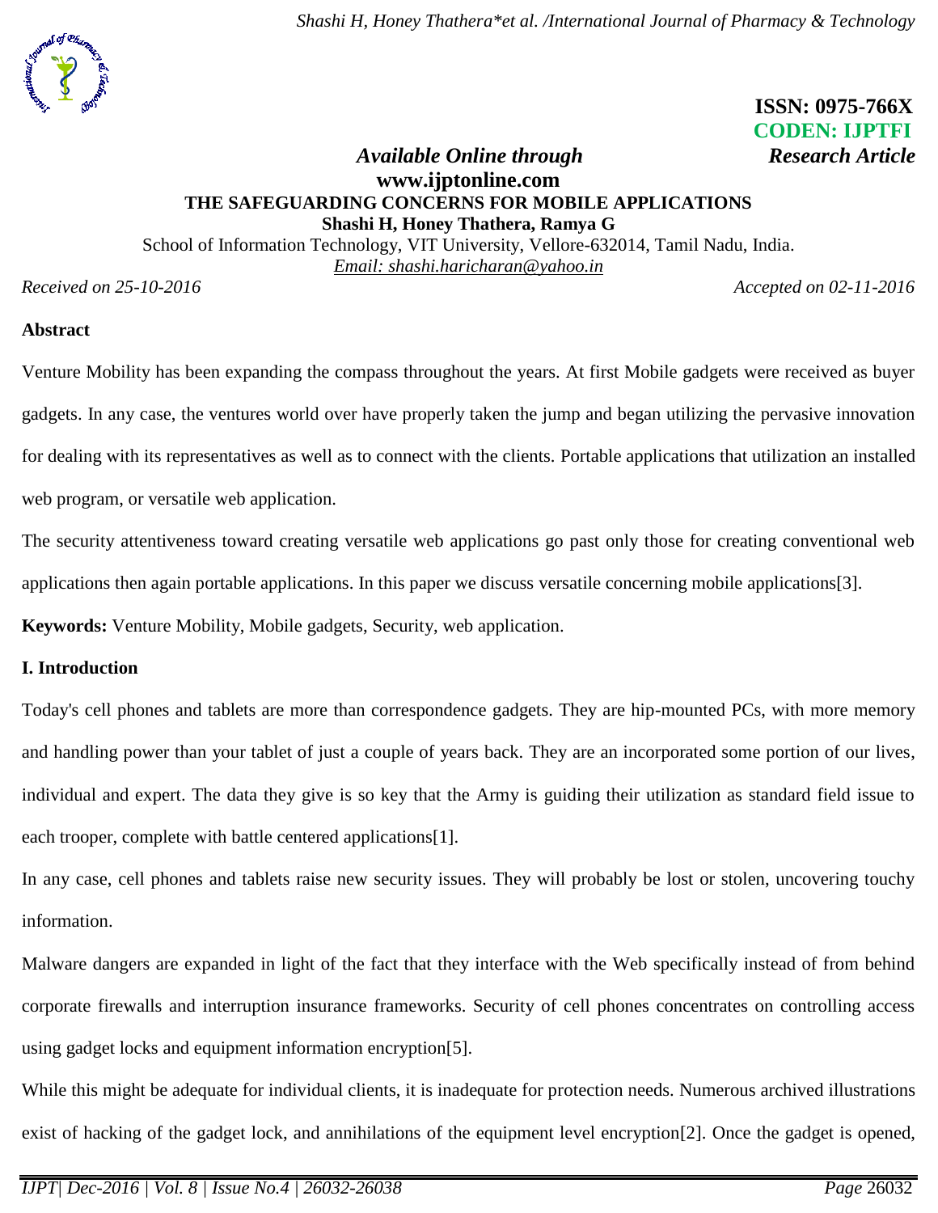**ISSN: 0975-766X**
**CODEN: IJPTFI**

*Available Online through* *Research Article*

**www.ijptonline.com**

# THE SAFEGUARDING CONCERNS FOR MOBILE APPLICATIONS

**Shashi H, Honey Thathera, Ramya G**

School of Information Technology, VIT University, Vellore-632014, Tamil Nadu, India.

*Email: shashi.haricharan@yahoo.in*

*Received on 25-10-2016* *Accepted on 02-11-2016*

## Abstract

Venture Mobility has been expanding the compass throughout the years. At first Mobile gadgets were received as buyer gadgets. In any case, the ventures world over have properly taken the jump and began utilizing the pervasive innovation for dealing with its representatives as well as to connect with the clients. Portable applications that utilization an installed web program, or versatile web application.

The security attentiveness toward creating versatile web applications go past only those for creating conventional web applications then again portable applications. In this paper we discuss versatile concerning mobile applications[3].

**Keywords:** Venture Mobility, Mobile gadgets, Security, web application.

## I. Introduction

Today's cell phones and tablets are more than correspondence gadgets. They are hip-mounted PCs, with more memory and handling power than your tablet of just a couple of years back. They are an incorporated some portion of our lives, individual and expert. The data they give is so key that the Army is guiding their utilization as standard field issue to each trooper, complete with battle centered applications[1].

In any case, cell phones and tablets raise new security issues. They will probably be lost or stolen, uncovering touchy information.

Malware dangers are expanded in light of the fact that they interface with the Web specifically instead of from behind corporate firewalls and interruption insurance frameworks. Security of cell phones concentrates on controlling access using gadget locks and equipment information encryption[5].

While this might be adequate for individual clients, it is inadequate for protection needs. Numerous archived illustrations exist of hacking of the gadget lock, and annihilations of the equipment level encryption[2]. Once the gadget is opened,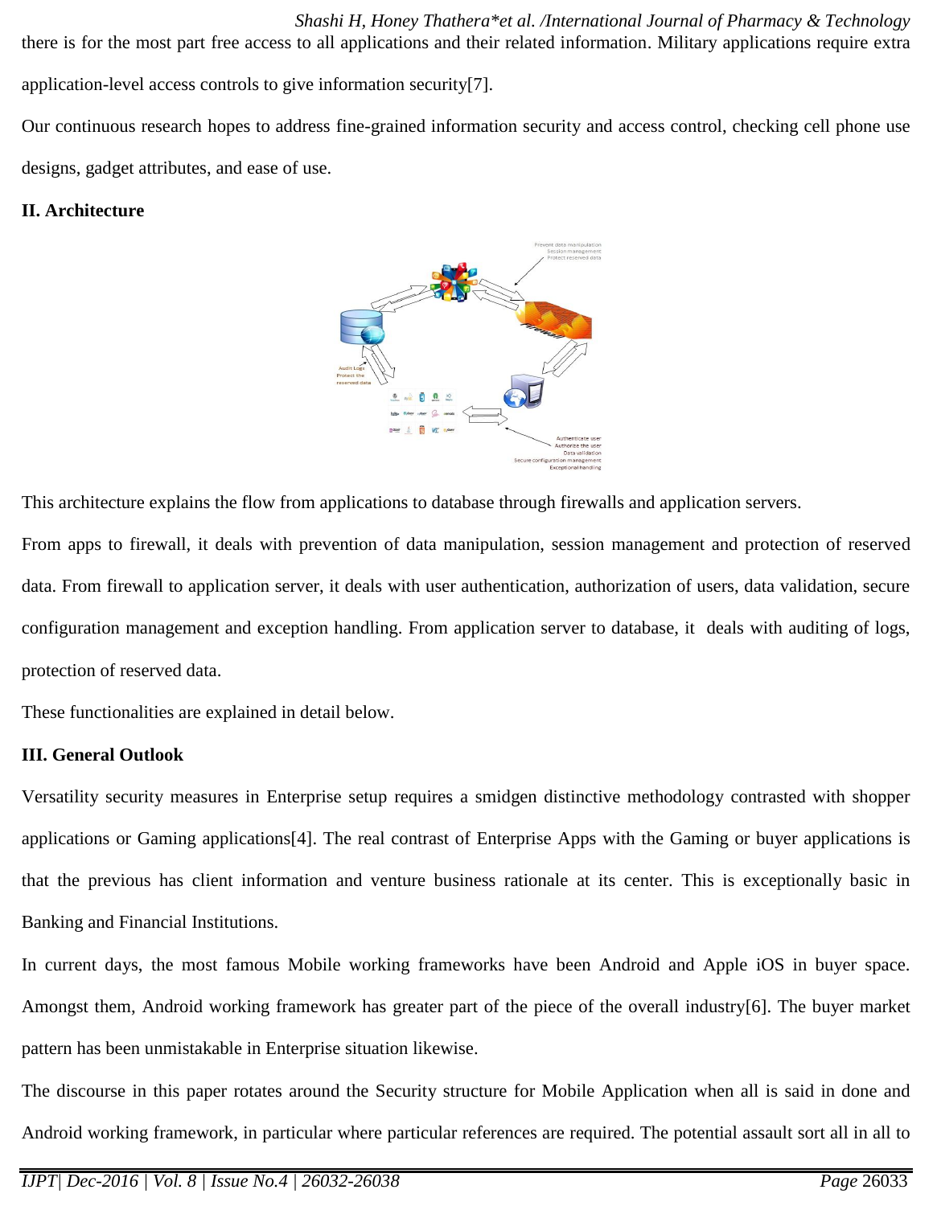there is for the most part free access to all applications and their related information. Military applications require extra application-level access controls to give information security[7].

Our continuous research hopes to address fine-grained information security and access control, checking cell phone use designs, gadget attributes, and ease of use.

## II. Architecture

Prevent data manipulation
Session management
Protect reserved data

Audit Logs
Protect the reserved data

Authenticate user
Authorize the user
Data validation
Secure configuration management
Exceptional handling

This architecture explains the flow from applications to database through firewalls and application servers.

From apps to firewall, it deals with prevention of data manipulation, session management and protection of reserved data. From firewall to application server, it deals with user authentication, authorization of users, data validation, secure configuration management and exception handling. From application server to database, it deals with auditing of logs, protection of reserved data.

These functionalities are explained in detail below.

## III. General Outlook

Versatility security measures in Enterprise setup requires a smidgen distinctive methodology contrasted with shopper applications or Gaming applications[4]. The real contrast of Enterprise Apps with the Gaming or buyer applications is that the previous has client information and venture business rationale at its center. This is exceptionally basic in Banking and Financial Institutions.

In current days, the most famous Mobile working frameworks have been Android and Apple iOS in buyer space. Amongst them, Android working framework has greater part of the piece of the overall industry[6]. The buyer market pattern has been unmistakable in Enterprise situation likewise.

The discourse in this paper rotates around the Security structure for Mobile Application when all is said in done and Android working framework, in particular where particular references are required. The potential assault sort all in all to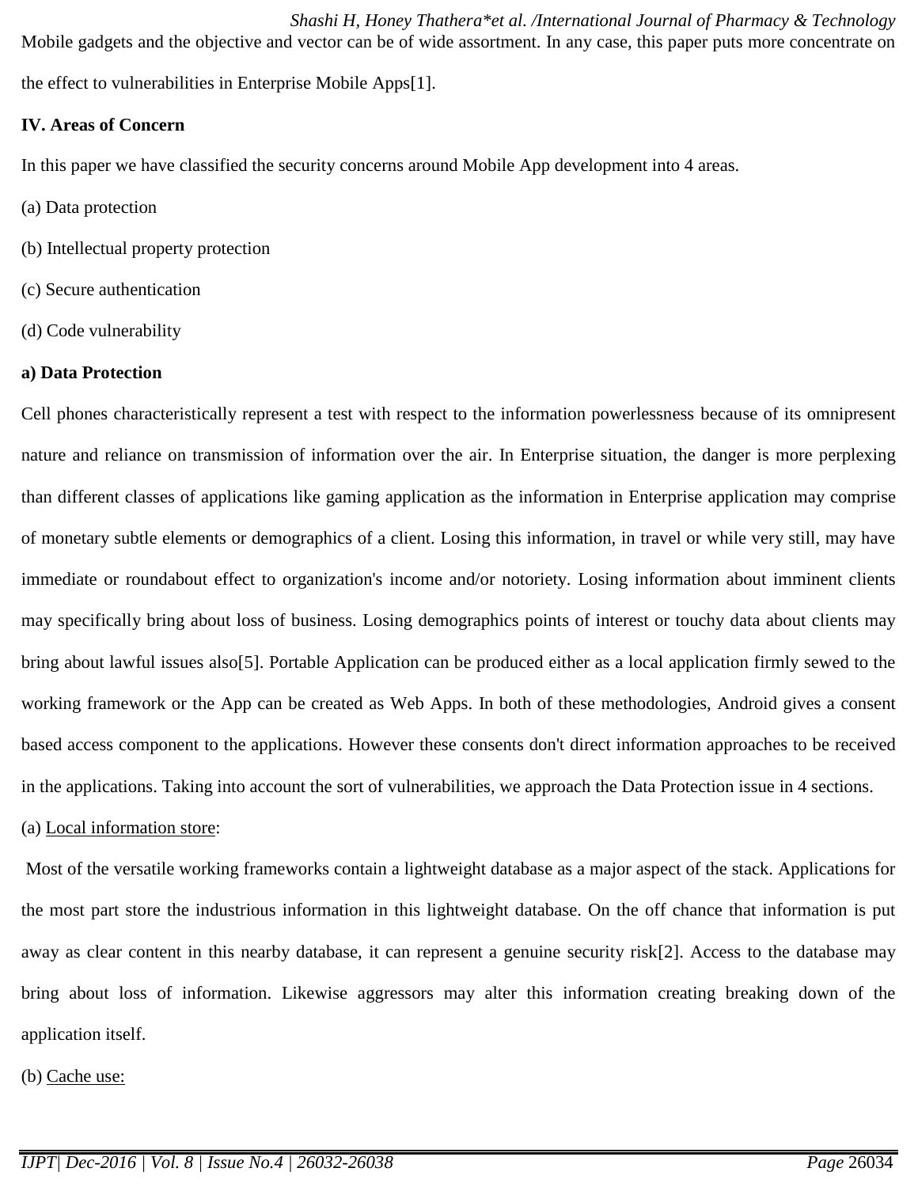Mobile gadgets and the objective and vector can be of wide assortment. In any case, this paper puts more concentrate on the effect to vulnerabilities in Enterprise Mobile Apps[1].

## IV. Areas of Concern

In this paper we have classified the security concerns around Mobile App development into 4 areas.

(a) Data protection

(b) Intellectual property protection

(c) Secure authentication

(d) Code vulnerability

### a) Data Protection

Cell phones characteristically represent a test with respect to the information powerlessness because of its omnipresent nature and reliance on transmission of information over the air. In Enterprise situation, the danger is more perplexing than different classes of applications like gaming application as the information in Enterprise application may comprise of monetary subtle elements or demographics of a client. Losing this information, in travel or while very still, may have immediate or roundabout effect to organization's income and/or notoriety. Losing information about imminent clients may specifically bring about loss of business. Losing demographics points of interest or touchy data about clients may bring about lawful issues also[5]. Portable Application can be produced either as a local application firmly sewed to the working framework or the App can be created as Web Apps. In both of these methodologies, Android gives a consent based access component to the applications. However these consents don't direct information approaches to be received in the applications. Taking into account the sort of vulnerabilities, we approach the Data Protection issue in 4 sections.

(a) <u>Local information store</u>:

Most of the versatile working frameworks contain a lightweight database as a major aspect of the stack. Applications for the most part store the industrious information in this lightweight database. On the off chance that information is put away as clear content in this nearby database, it can represent a genuine security risk[2]. Access to the database may bring about loss of information. Likewise aggressors may alter this information creating breaking down of the application itself.

(b) <u>Cache use:</u>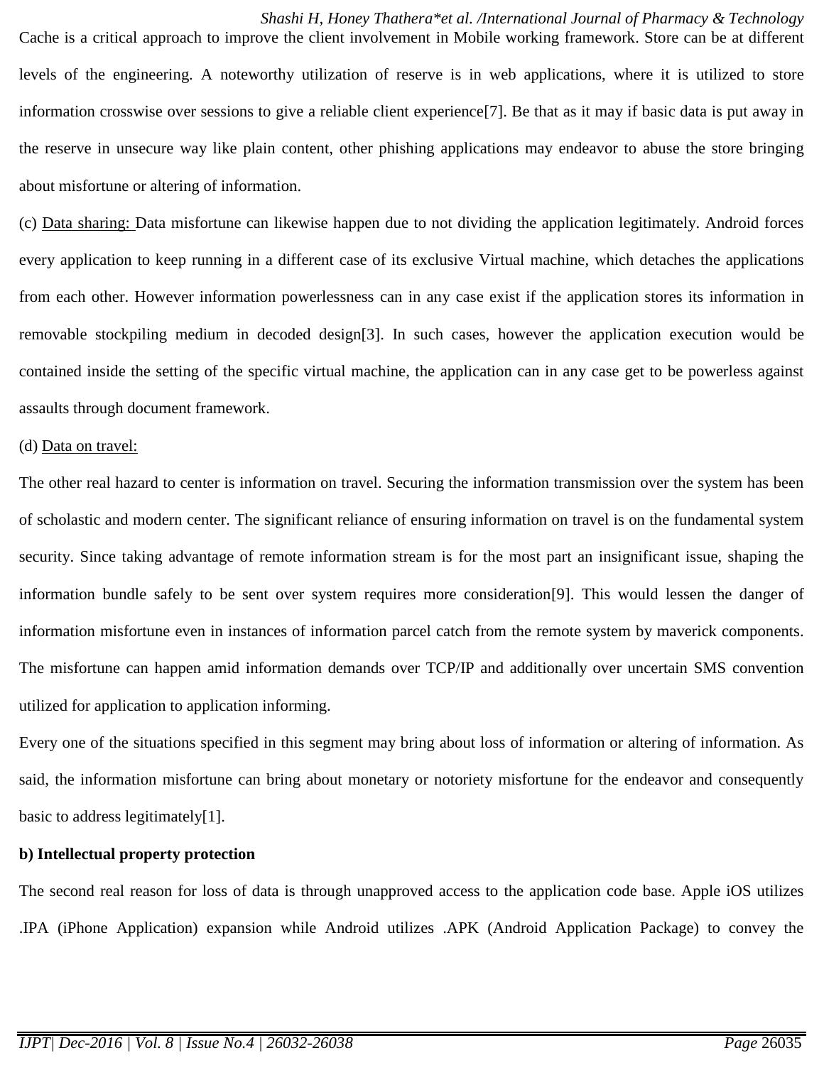Cache is a critical approach to improve the client involvement in Mobile working framework. Store can be at different levels of the engineering. A noteworthy utilization of reserve is in web applications, where it is utilized to store information crosswise over sessions to give a reliable client experience[7]. Be that as it may if basic data is put away in the reserve in unsecure way like plain content, other phishing applications may endeavor to abuse the store bringing about misfortune or altering of information.

(c) Data sharing: Data misfortune can likewise happen due to not dividing the application legitimately. Android forces every application to keep running in a different case of its exclusive Virtual machine, which detaches the applications from each other. However information powerlessness can in any case exist if the application stores its information in removable stockpiling medium in decoded design[3]. In such cases, however the application execution would be contained inside the setting of the specific virtual machine, the application can in any case get to be powerless against assaults through document framework.

(d) Data on travel:

The other real hazard to center is information on travel. Securing the information transmission over the system has been of scholastic and modern center. The significant reliance of ensuring information on travel is on the fundamental system security. Since taking advantage of remote information stream is for the most part an insignificant issue, shaping the information bundle safely to be sent over system requires more consideration[9]. This would lessen the danger of information misfortune even in instances of information parcel catch from the remote system by maverick components. The misfortune can happen amid information demands over TCP/IP and additionally over uncertain SMS convention utilized for application to application informing.

Every one of the situations specified in this segment may bring about loss of information or altering of information. As said, the information misfortune can bring about monetary or notoriety misfortune for the endeavor and consequently basic to address legitimately[1].

**b) Intellectual property protection**

The second real reason for loss of data is through unapproved access to the application code base. Apple iOS utilizes .IPA (iPhone Application) expansion while Android utilizes .APK (Android Application Package) to convey the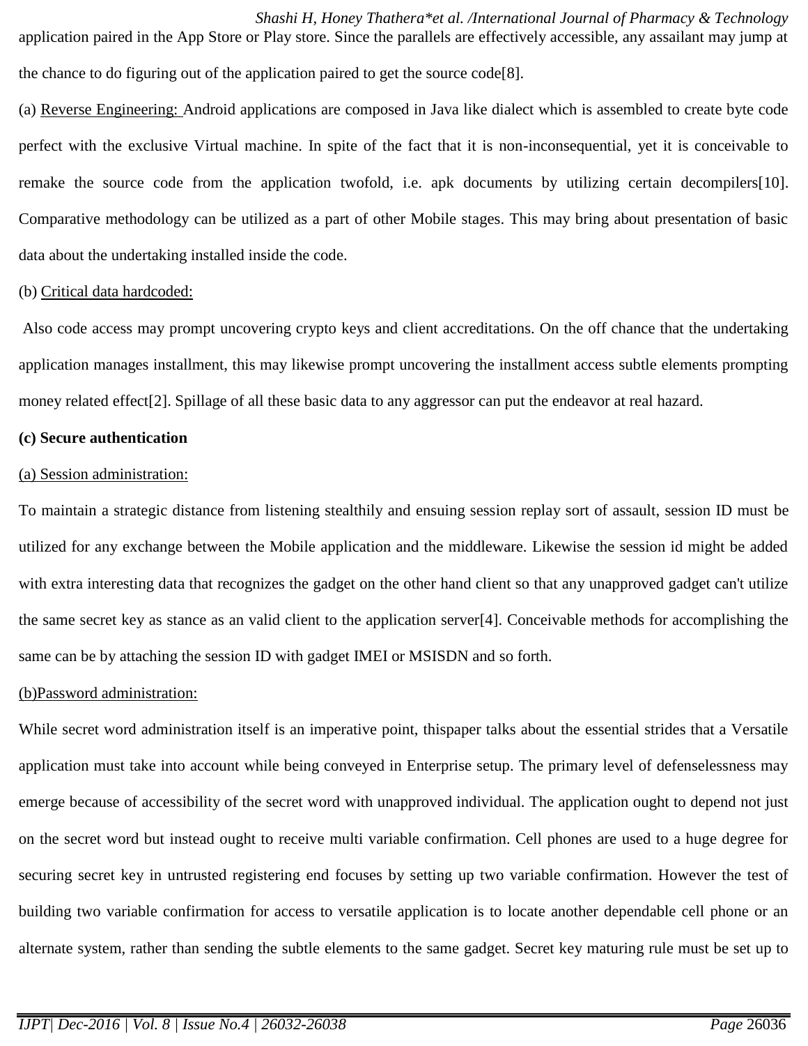application paired in the App Store or Play store. Since the parallels are effectively accessible, any assailant may jump at the chance to do figuring out of the application paired to get the source code[8].

(a) Reverse Engineering: Android applications are composed in Java like dialect which is assembled to create byte code perfect with the exclusive Virtual machine. In spite of the fact that it is non-inconsequential, yet it is conceivable to remake the source code from the application twofold, i.e. apk documents by utilizing certain decompilers[10]. Comparative methodology can be utilized as a part of other Mobile stages. This may bring about presentation of basic data about the undertaking installed inside the code.

(b) Critical data hardcoded:

Also code access may prompt uncovering crypto keys and client accreditations. On the off chance that the undertaking application manages installment, this may likewise prompt uncovering the installment access subtle elements prompting money related effect[2]. Spillage of all these basic data to any aggressor can put the endeavor at real hazard.

**(c) Secure authentication**

(a) Session administration:

To maintain a strategic distance from listening stealthily and ensuing session replay sort of assault, session ID must be utilized for any exchange between the Mobile application and the middleware. Likewise the session id might be added with extra interesting data that recognizes the gadget on the other hand client so that any unapproved gadget can't utilize the same secret key as stance as an valid client to the application server[4]. Conceivable methods for accomplishing the same can be by attaching the session ID with gadget IMEI or MSISDN and so forth.

(b)Password administration:

While secret word administration itself is an imperative point, thispaper talks about the essential strides that a Versatile application must take into account while being conveyed in Enterprise setup. The primary level of defenselessness may emerge because of accessibility of the secret word with unapproved individual. The application ought to depend not just on the secret word but instead ought to receive multi variable confirmation. Cell phones are used to a huge degree for securing secret key in untrusted registering end focuses by setting up two variable confirmation. However the test of building two variable confirmation for access to versatile application is to locate another dependable cell phone or an alternate system, rather than sending the subtle elements to the same gadget. Secret key maturing rule must be set up to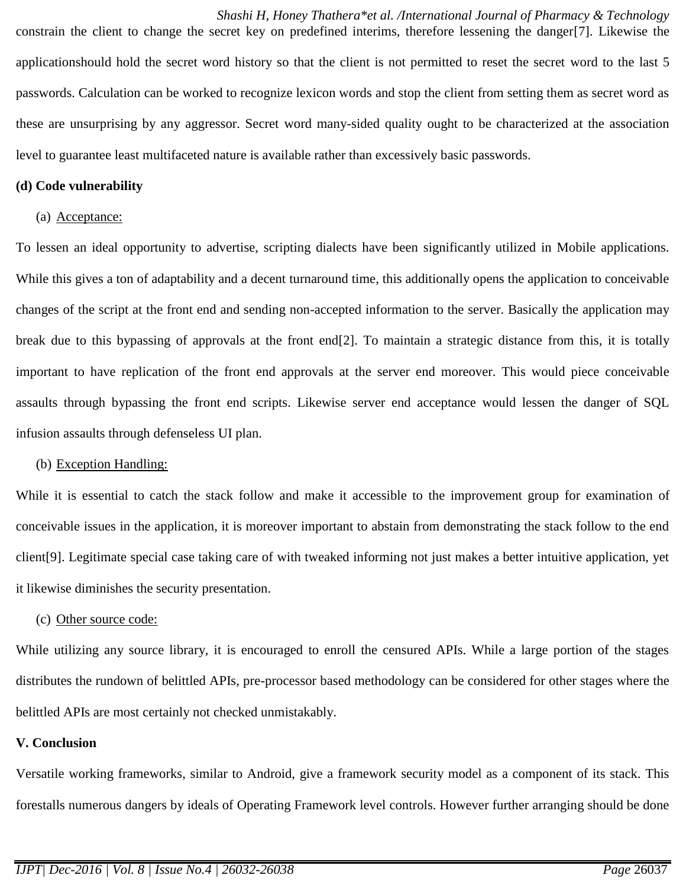constrain the client to change the secret key on predefined interims, therefore lessening the danger[7]. Likewise the applicationshould hold the secret word history so that the client is not permitted to reset the secret word to the last 5 passwords. Calculation can be worked to recognize lexicon words and stop the client from setting them as secret word as these are unsurprising by any aggressor. Secret word many-sided quality ought to be characterized at the association level to guarantee least multifaceted nature is available rather than excessively basic passwords.

**(d) Code vulnerability**

(a) Acceptance:

To lessen an ideal opportunity to advertise, scripting dialects have been significantly utilized in Mobile applications. While this gives a ton of adaptability and a decent turnaround time, this additionally opens the application to conceivable changes of the script at the front end and sending non-accepted information to the server. Basically the application may break due to this bypassing of approvals at the front end[2]. To maintain a strategic distance from this, it is totally important to have replication of the front end approvals at the server end moreover. This would piece conceivable assaults through bypassing the front end scripts. Likewise server end acceptance would lessen the danger of SQL infusion assaults through defenseless UI plan.

(b) Exception Handling:

While it is essential to catch the stack follow and make it accessible to the improvement group for examination of conceivable issues in the application, it is moreover important to abstain from demonstrating the stack follow to the end client[9]. Legitimate special case taking care of with tweaked informing not just makes a better intuitive application, yet it likewise diminishes the security presentation.

(c) Other source code:

While utilizing any source library, it is encouraged to enroll the censured APIs. While a large portion of the stages distributes the rundown of belittled APIs, pre-processor based methodology can be considered for other stages where the belittled APIs are most certainly not checked unmistakably.

**V. Conclusion**

Versatile working frameworks, similar to Android, give a framework security model as a component of its stack. This forestalls numerous dangers by ideals of Operating Framework level controls. However further arranging should be done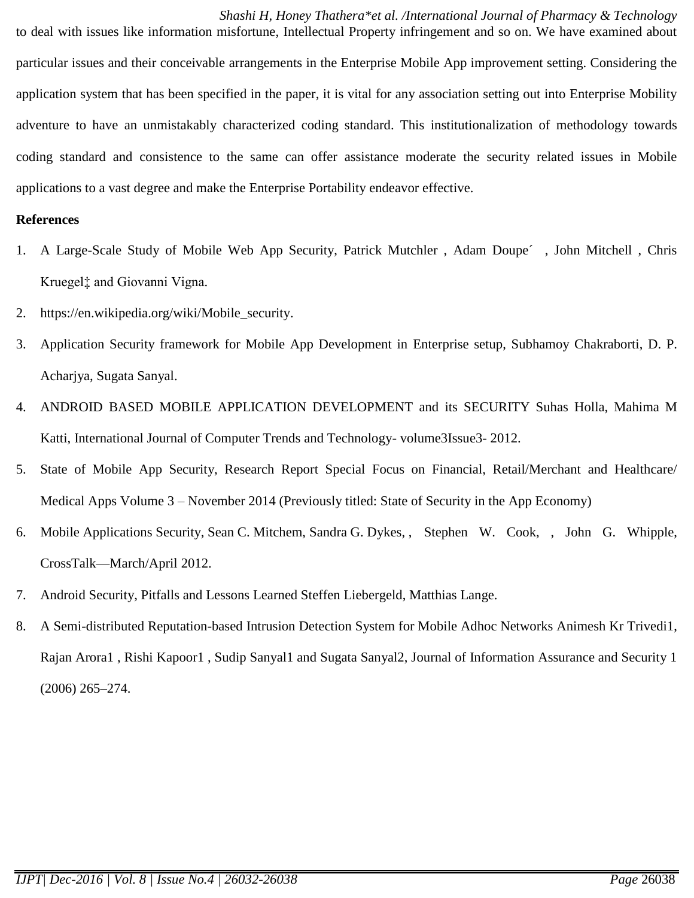to deal with issues like information misfortune, Intellectual Property infringement and so on. We have examined about particular issues and their conceivable arrangements in the Enterprise Mobile App improvement setting. Considering the application system that has been specified in the paper, it is vital for any association setting out into Enterprise Mobility adventure to have an unmistakably characterized coding standard. This institutionalization of methodology towards coding standard and consistence to the same can offer assistance moderate the security related issues in Mobile applications to a vast degree and make the Enterprise Portability endeavor effective.

**References**

1. A Large-Scale Study of Mobile Web App Security, Patrick Mutchler , Adam Doupe´ , John Mitchell , Chris Kruegel‡ and Giovanni Vigna.
2. https://en.wikipedia.org/wiki/Mobile_security.
3. Application Security framework for Mobile App Development in Enterprise setup, Subhamoy Chakraborti, D. P. Acharjya, Sugata Sanyal.
4. ANDROID BASED MOBILE APPLICATION DEVELOPMENT and its SECURITY Suhas Holla, Mahima M Katti, International Journal of Computer Trends and Technology- volume3Issue3- 2012.
5. State of Mobile App Security, Research Report Special Focus on Financial, Retail/Merchant and Healthcare/ Medical Apps Volume 3 – November 2014 (Previously titled: State of Security in the App Economy)
6. Mobile Applications Security, Sean C. Mitchem, Sandra G. Dykes, , Stephen W. Cook, , John G. Whipple, CrossTalk—March/April 2012.
7. Android Security, Pitfalls and Lessons Learned Steffen Liebergeld, Matthias Lange.
8. A Semi-distributed Reputation-based Intrusion Detection System for Mobile Adhoc Networks Animesh Kr Trivedi1, Rajan Arora1 , Rishi Kapoor1 , Sudip Sanyal1 and Sugata Sanyal2, Journal of Information Assurance and Security 1 (2006) 265–274.